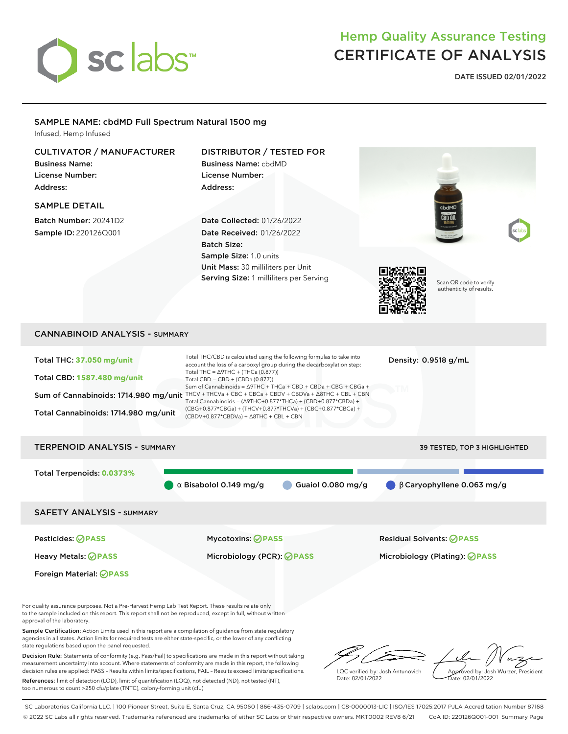# Hemp Quality Assurance Testing
# CERTIFICATE OF ANALYSIS

**DATE ISSUED 02/01/2022**

## SAMPLE NAME: cbdMD Full Spectrum Natural 1500 mg

Infused, Hemp Infused

### CULTIVATOR / MANUFACTURER

**Business Name:**
**License Number:**
**Address:**

### DISTRIBUTOR / TESTED FOR

**Business Name:** cbdMD
**License Number:**
**Address:**

### SAMPLE DETAIL

**Batch Number:** 20241D2
**Sample ID:** 220126Q001

**Date Collected:** 01/26/2022
**Date Received:** 01/26/2022
**Batch Size:**
**Sample Size:** 1.0 units
**Unit Mass:** 30 milliliters per Unit
**Serving Size:** 1 milliliters per Serving

Scan QR code to verify authenticity of results.

## CANNABINOID ANALYSIS - SUMMARY

**Total THC:** 37.050 mg/unit

**Total CBD:** 1587.480 mg/unit

**Sum of Cannabinoids:** 1714.980 mg/unit

**Total Cannabinoids:** 1714.980 mg/unit

**Density:** 0.9518 g/mL

Total THC/CBD is calculated using the following formulas to take into account the loss of a carboxyl group during the decarboxylation step:
Total THC = Δ9THC + (THCa (0.877))
Total CBD = CBD + (CBDa (0.877))
Sum of Cannabinoids = Δ9THC + THCa + CBD + CBDa + CBG + CBGa + THCV + THCVa + CBC + CBCa + CBDV + CBDVa + Δ8THC + CBL + CBN
Total Cannabinoids = (Δ9THC+0.877*THCa) + (CBD+0.877*CBDa) + (CBG+0.877*CBGa) + (THCV+0.877*THCVa) + (CBC+0.877*CBCa) + (CBDV+0.877*CBDVa) + Δ8THC + CBL + CBN

## TERPENOID ANALYSIS - SUMMARY

39 TESTED, TOP 3 HIGHLIGHTED

**Total Terpenoids:** 0.0373%

- α Bisabolol 0.149 mg/g
- Guaiol 0.080 mg/g
- β Caryophyllene 0.063 mg/g

## SAFETY ANALYSIS - SUMMARY

| | | |
|---|---|---|
| Pesticides: PASS | Mycotoxins: PASS | Residual Solvents: PASS |
| Heavy Metals: PASS | Microbiology (PCR): PASS | Microbiology (Plating): PASS |
| Foreign Material: PASS | | |

For quality assurance purposes. Not a Pre-Harvest Hemp Lab Test Report. These results relate only to the sample included on this report. This report shall not be reproduced, except in full, without written approval of the laboratory.

**Sample Certification:** Action Limits used in this report are a compilation of guidance from state regulatory agencies in all states. Action limits for required tests are either state-specific, or the lower of any conflicting state regulations based upon the panel requested.

**Decision Rule:** Statements of conformity (e.g. Pass/Fail) to specifications are made in this report without taking measurement uncertainty into account. Where statements of conformity are made in this report, the following decision rules are applied: PASS – Results within limits/specifications, FAIL – Results exceed limits/specifications.

**References:** limit of detection (LOD), limit of quantification (LOQ), not detected (ND), not tested (NT), too numerous to count >250 cfu/plate (TNTC), colony-forming unit (cfu)

LQC verified by: Josh Antunovich
Date: 02/01/2022

Approved by: Josh Wurzer, President
Date: 02/01/2022

SC Laboratories California LLC. | 100 Pioneer Street, Suite E, Santa Cruz, CA 95060 | 866-435-0709 | sclabs.com | C8-0000013-LIC | ISO/IES 17025:2017 PJLA Accreditation Number 87168
© 2022 SC Labs all rights reserved. Trademarks referenced are trademarks of either SC Labs or their respective owners. MKT0002 REV8 6/21 CoA ID: 220126Q001-001 Summary Page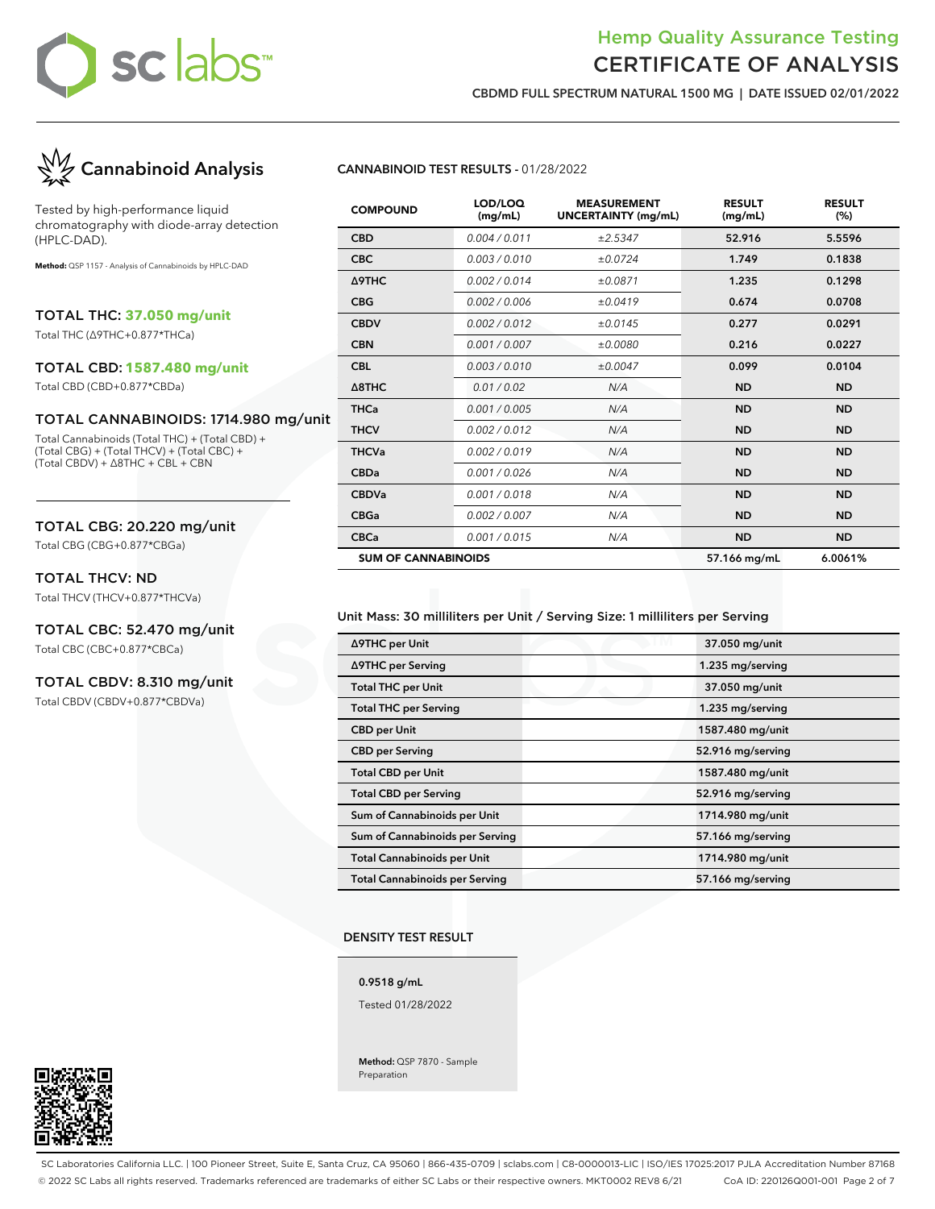# Hemp Quality Assurance Testing
# CERTIFICATE OF ANALYSIS

**CBDMD FULL SPECTRUM NATURAL 1500 MG | DATE ISSUED 02/01/2022**

## Cannabinoid Analysis

Tested by high-performance liquid chromatography with diode-array detection (HPLC-DAD).

**Method:** QSP 1157 - Analysis of Cannabinoids by HPLC-DAD

### TOTAL THC: 37.050 mg/unit
Total THC (Δ9THC+0.877*THCa)

### TOTAL CBD: 1587.480 mg/unit
Total CBD (CBD+0.877*CBDa)

### TOTAL CANNABINOIDS: 1714.980 mg/unit
Total Cannabinoids (Total THC) + (Total CBD) + (Total CBG) + (Total THCV) + (Total CBC) + (Total CBDV) + Δ8THC + CBL + CBN

### TOTAL CBG: 20.220 mg/unit
Total CBG (CBG+0.877*CBGa)

### TOTAL THCV: ND
Total THCV (THCV+0.877*THCVa)

### TOTAL CBC: 52.470 mg/unit
Total CBC (CBC+0.877*CBCa)

### TOTAL CBDV: 8.310 mg/unit
Total CBDV (CBDV+0.877*CBDVa)

**CANNABINOID TEST RESULTS** - 01/28/2022

| COMPOUND | LOD/LOQ (mg/mL) | MEASUREMENT UNCERTAINTY (mg/mL) | RESULT (mg/mL) | RESULT (%) |
|---|---|---|---|---|
| CBD | 0.004 / 0.011 | ±2.5347 | 52.916 | 5.5596 |
| CBC | 0.003 / 0.010 | ±0.0724 | 1.749 | 0.1838 |
| Δ9THC | 0.002 / 0.014 | ±0.0871 | 1.235 | 0.1298 |
| CBG | 0.002 / 0.006 | ±0.0419 | 0.674 | 0.0708 |
| CBDV | 0.002 / 0.012 | ±0.0145 | 0.277 | 0.0291 |
| CBN | 0.001 / 0.007 | ±0.0080 | 0.216 | 0.0227 |
| CBL | 0.003 / 0.010 | ±0.0047 | 0.099 | 0.0104 |
| Δ8THC | 0.01 / 0.02 | N/A | ND | ND |
| THCa | 0.001 / 0.005 | N/A | ND | ND |
| THCV | 0.002 / 0.012 | N/A | ND | ND |
| THCVa | 0.002 / 0.019 | N/A | ND | ND |
| CBDa | 0.001 / 0.026 | N/A | ND | ND |
| CBDVa | 0.001 / 0.018 | N/A | ND | ND |
| CBGa | 0.002 / 0.007 | N/A | ND | ND |
| CBCa | 0.001 / 0.015 | N/A | ND | ND |
| **SUM OF CANNABINOIDS** | | | 57.166 mg/mL | 6.0061% |

Unit Mass: 30 milliliters per Unit / Serving Size: 1 milliliters per Serving

| | |
|---|---|
| Δ9THC per Unit | 37.050 mg/unit |
| Δ9THC per Serving | 1.235 mg/serving |
| Total THC per Unit | 37.050 mg/unit |
| Total THC per Serving | 1.235 mg/serving |
| CBD per Unit | 1587.480 mg/unit |
| CBD per Serving | 52.916 mg/serving |
| Total CBD per Unit | 1587.480 mg/unit |
| Total CBD per Serving | 52.916 mg/serving |
| Sum of Cannabinoids per Unit | 1714.980 mg/unit |
| Sum of Cannabinoids per Serving | 57.166 mg/serving |
| Total Cannabinoids per Unit | 1714.980 mg/unit |
| Total Cannabinoids per Serving | 57.166 mg/serving |

**DENSITY TEST RESULT**

**0.9518 g/mL**

Tested 01/28/2022

**Method:** QSP 7870 - Sample Preparation

SC Laboratories California LLC. | 100 Pioneer Street, Suite E, Santa Cruz, CA 95060 | 866-435-0709 | sclabs.com | C8-0000013-LIC | ISO/IES 17025:2017 PJLA Accreditation Number 87168
© 2022 SC Labs all rights reserved. Trademarks referenced are trademarks of either SC Labs or their respective owners. MKT0002 REV8 6/21 CoA ID: 220126Q001-001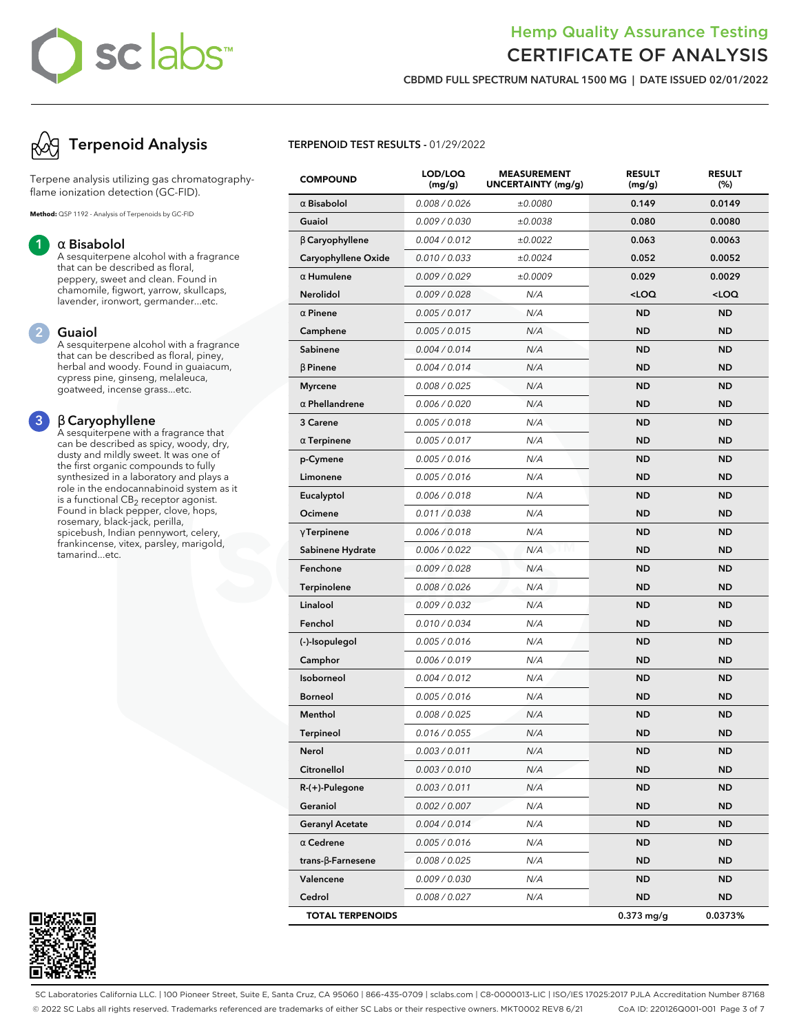# Hemp Quality Assurance Testing
# CERTIFICATE OF ANALYSIS

**CBDMD FULL SPECTRUM NATURAL 1500 MG | DATE ISSUED 02/01/2022**

## Terpenoid Analysis

Terpene analysis utilizing gas chromatography-flame ionization detection (GC-FID).

**Method:** QSP 1192 - Analysis of Terpenoids by GC-FID

**1. α Bisabolol**
A sesquiterpene alcohol with a fragrance that can be described as floral, peppery, sweet and clean. Found in chamomile, figwort, yarrow, skullcaps, lavender, ironwort, germander...etc.

**2. Guaiol**
A sesquiterpene alcohol with a fragrance that can be described as floral, piney, herbal and woody. Found in guaiacum, cypress pine, ginseng, melaleuca, goatweed, incense grass...etc.

**3. β Caryophyllene**
A sesquiterpene with a fragrance that can be described as spicy, woody, dry, dusty and mildly sweet. It was one of the first organic compounds to fully synthesized in a laboratory and plays a role in the endocannabinoid system as it is a functional $CB_2$ receptor agonist. Found in black pepper, clove, hops, rosemary, black-jack, perilla, spicebush, Indian pennywort, celery, frankincense, vitex, parsley, marigold, tamarind...etc.

**TERPENOID TEST RESULTS** - 01/29/2022

| COMPOUND | LOD/LOQ (mg/g) | MEASUREMENT UNCERTAINTY (mg/g) | RESULT (mg/g) | RESULT (%) |
|---|---|---|---|---|
| α Bisabolol | 0.008 / 0.026 | ±0.0080 | 0.149 | 0.0149 |
| Guaiol | 0.009 / 0.030 | ±0.0038 | 0.080 | 0.0080 |
| β Caryophyllene | 0.004 / 0.012 | ±0.0022 | 0.063 | 0.0063 |
| Caryophyllene Oxide | 0.010 / 0.033 | ±0.0024 | 0.052 | 0.0052 |
| α Humulene | 0.009 / 0.029 | ±0.0009 | 0.029 | 0.0029 |
| Nerolidol | 0.009 / 0.028 | N/A | <LOQ | <LOQ |
| α Pinene | 0.005 / 0.017 | N/A | ND | ND |
| Camphene | 0.005 / 0.015 | N/A | ND | ND |
| Sabinene | 0.004 / 0.014 | N/A | ND | ND |
| β Pinene | 0.004 / 0.014 | N/A | ND | ND |
| Myrcene | 0.008 / 0.025 | N/A | ND | ND |
| α Phellandrene | 0.006 / 0.020 | N/A | ND | ND |
| 3 Carene | 0.005 / 0.018 | N/A | ND | ND |
| α Terpinene | 0.005 / 0.017 | N/A | ND | ND |
| p-Cymene | 0.005 / 0.016 | N/A | ND | ND |
| Limonene | 0.005 / 0.016 | N/A | ND | ND |
| Eucalyptol | 0.006 / 0.018 | N/A | ND | ND |
| Ocimene | 0.011 / 0.038 | N/A | ND | ND |
| γTerpinene | 0.006 / 0.018 | N/A | ND | ND |
| Sabinene Hydrate | 0.006 / 0.022 | N/A | ND | ND |
| Fenchone | 0.009 / 0.028 | N/A | ND | ND |
| Terpinolene | 0.008 / 0.026 | N/A | ND | ND |
| Linalool | 0.009 / 0.032 | N/A | ND | ND |
| Fenchol | 0.010 / 0.034 | N/A | ND | ND |
| (-)-Isopulegol | 0.005 / 0.016 | N/A | ND | ND |
| Camphor | 0.006 / 0.019 | N/A | ND | ND |
| Isoborneol | 0.004 / 0.012 | N/A | ND | ND |
| Borneol | 0.005 / 0.016 | N/A | ND | ND |
| Menthol | 0.008 / 0.025 | N/A | ND | ND |
| Terpineol | 0.016 / 0.055 | N/A | ND | ND |
| Nerol | 0.003 / 0.011 | N/A | ND | ND |
| Citronellol | 0.003 / 0.010 | N/A | ND | ND |
| R-(+)-Pulegone | 0.003 / 0.011 | N/A | ND | ND |
| Geraniol | 0.002 / 0.007 | N/A | ND | ND |
| Geranyl Acetate | 0.004 / 0.014 | N/A | ND | ND |
| α Cedrene | 0.005 / 0.016 | N/A | ND | ND |
| trans-β-Farnesene | 0.008 / 0.025 | N/A | ND | ND |
| Valencene | 0.009 / 0.030 | N/A | ND | ND |
| Cedrol | 0.008 / 0.027 | N/A | ND | ND |
| **TOTAL TERPENOIDS** | | | **0.373 mg/g** | **0.0373%** |

SC Laboratories California LLC. | 100 Pioneer Street, Suite E, Santa Cruz, CA 95060 | 866-435-0709 | sclabs.com | C8-0000013-LIC | ISO/IES 17025:2017 PJLA Accreditation Number 87168
© 2022 SC Labs all rights reserved. Trademarks referenced are trademarks of either SC Labs or their respective owners. MKT0002 REV8 6/21 CoA ID: 220126Q001-001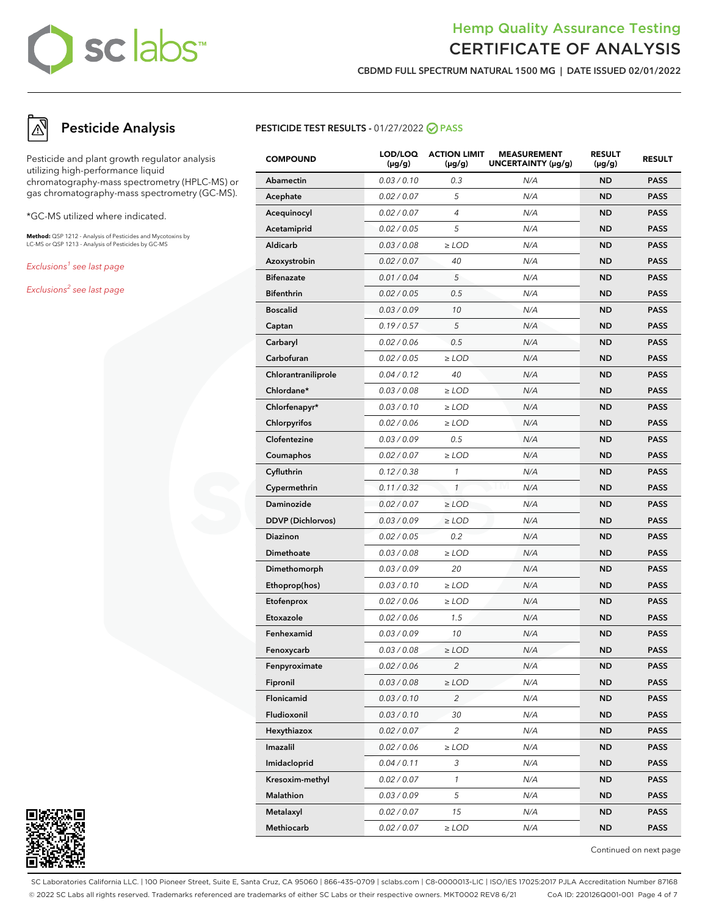# Hemp Quality Assurance Testing
# CERTIFICATE OF ANALYSIS

**CBDMD FULL SPECTRUM NATURAL 1500 MG | DATE ISSUED 02/01/2022**

## Pesticide Analysis

Pesticide and plant growth regulator analysis utilizing high-performance liquid chromatography-mass spectrometry (HPLC-MS) or gas chromatography-mass spectrometry (GC-MS).

*GC-MS utilized where indicated.

**Method:** QSP 1212 - Analysis of Pesticides and Mycotoxins by LC-MS or QSP 1213 - Analysis of Pesticides by GC-MS

*Exclusions[1] see last page*

*Exclusions[2] see last page*

**PESTICIDE TEST RESULTS -** 01/27/2022 **PASS**

| COMPOUND | LOD/LOQ (µg/g) | ACTION LIMIT (µg/g) | MEASUREMENT UNCERTAINTY (µg/g) | RESULT (µg/g) | RESULT |
|---|---|---|---|---|---|
| Abamectin | 0.03 / 0.10 | 0.3 | N/A | ND | PASS |
| Acephate | 0.02 / 0.07 | 5 | N/A | ND | PASS |
| Acequinocyl | 0.02 / 0.07 | 4 | N/A | ND | PASS |
| Acetamiprid | 0.02 / 0.05 | 5 | N/A | ND | PASS |
| Aldicarb | 0.03 / 0.08 | ≥ LOD | N/A | ND | PASS |
| Azoxystrobin | 0.02 / 0.07 | 40 | N/A | ND | PASS |
| Bifenazate | 0.01 / 0.04 | 5 | N/A | ND | PASS |
| Bifenthrin | 0.02 / 0.05 | 0.5 | N/A | ND | PASS |
| Boscalid | 0.03 / 0.09 | 10 | N/A | ND | PASS |
| Captan | 0.19 / 0.57 | 5 | N/A | ND | PASS |
| Carbaryl | 0.02 / 0.06 | 0.5 | N/A | ND | PASS |
| Carbofuran | 0.02 / 0.05 | ≥ LOD | N/A | ND | PASS |
| Chlorantraniliprole | 0.04 / 0.12 | 40 | N/A | ND | PASS |
| Chlordane* | 0.03 / 0.08 | ≥ LOD | N/A | ND | PASS |
| Chlorfenapyr* | 0.03 / 0.10 | ≥ LOD | N/A | ND | PASS |
| Chlorpyrifos | 0.02 / 0.06 | ≥ LOD | N/A | ND | PASS |
| Clofentezine | 0.03 / 0.09 | 0.5 | N/A | ND | PASS |
| Coumaphos | 0.02 / 0.07 | ≥ LOD | N/A | ND | PASS |
| Cyfluthrin | 0.12 / 0.38 | 1 | N/A | ND | PASS |
| Cypermethrin | 0.11 / 0.32 | 1 | N/A | ND | PASS |
| Daminozide | 0.02 / 0.07 | ≥ LOD | N/A | ND | PASS |
| DDVP (Dichlorvos) | 0.03 / 0.09 | ≥ LOD | N/A | ND | PASS |
| Diazinon | 0.02 / 0.05 | 0.2 | N/A | ND | PASS |
| Dimethoate | 0.03 / 0.08 | ≥ LOD | N/A | ND | PASS |
| Dimethomorph | 0.03 / 0.09 | 20 | N/A | ND | PASS |
| Ethoprop(hos) | 0.03 / 0.10 | ≥ LOD | N/A | ND | PASS |
| Etofenprox | 0.02 / 0.06 | ≥ LOD | N/A | ND | PASS |
| Etoxazole | 0.02 / 0.06 | 1.5 | N/A | ND | PASS |
| Fenhexamid | 0.03 / 0.09 | 10 | N/A | ND | PASS |
| Fenoxycarb | 0.03 / 0.08 | ≥ LOD | N/A | ND | PASS |
| Fenpyroximate | 0.02 / 0.06 | 2 | N/A | ND | PASS |
| Fipronil | 0.03 / 0.08 | ≥ LOD | N/A | ND | PASS |
| Flonicamid | 0.03 / 0.10 | 2 | N/A | ND | PASS |
| Fludioxonil | 0.03 / 0.10 | 30 | N/A | ND | PASS |
| Hexythiazox | 0.02 / 0.07 | 2 | N/A | ND | PASS |
| Imazalil | 0.02 / 0.06 | ≥ LOD | N/A | ND | PASS |
| Imidacloprid | 0.04 / 0.11 | 3 | N/A | ND | PASS |
| Kresoxim-methyl | 0.02 / 0.07 | 1 | N/A | ND | PASS |
| Malathion | 0.03 / 0.09 | 5 | N/A | ND | PASS |
| Metalaxyl | 0.02 / 0.07 | 15 | N/A | ND | PASS |
| Methiocarb | 0.02 / 0.07 | ≥ LOD | N/A | ND | PASS |

Continued on next page

SC Laboratories California LLC. | 100 Pioneer Street, Suite E, Santa Cruz, CA 95060 | 866-435-0709 | sclabs.com | C8-0000013-LIC | ISO/IES 17025:2017 PJLA Accreditation Number 87168
© 2022 SC Labs all rights reserved. Trademarks referenced are trademarks of either SC Labs or their respective owners. MKT0002 REV8 6/21 CoA ID: 220126Q001-001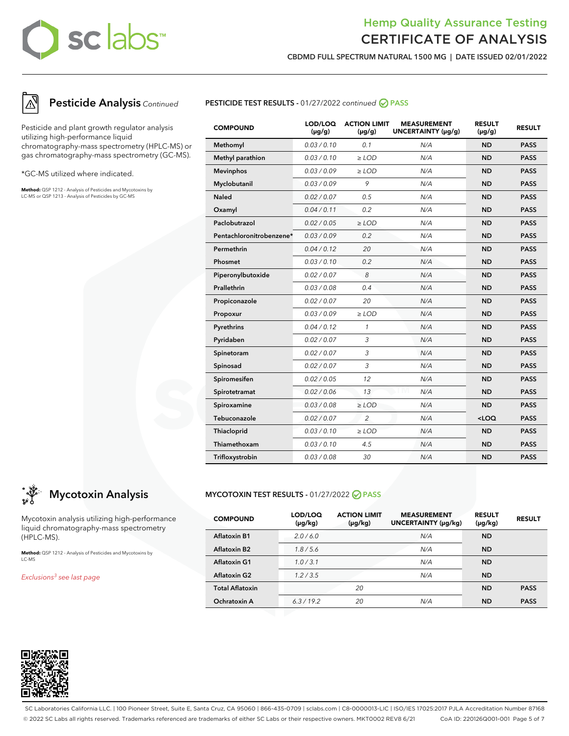# Hemp Quality Assurance Testing
## CERTIFICATE OF ANALYSIS

**CBDMD FULL SPECTRUM NATURAL 1500 MG | DATE ISSUED 02/01/2022**

## Pesticide Analysis *Continued*

Pesticide and plant growth regulator analysis utilizing high-performance liquid chromatography-mass spectrometry (HPLC-MS) or gas chromatography-mass spectrometry (GC-MS).

*GC-MS utilized where indicated.

**Method:** QSP 1212 - Analysis of Pesticides and Mycotoxins by LC-MS or QSP 1213 - Analysis of Pesticides by GC-MS

**PESTICIDE TEST RESULTS -** 01/27/2022 *continued* **PASS**

| COMPOUND | LOD/LOQ (µg/g) | ACTION LIMIT (µg/g) | MEASUREMENT UNCERTAINTY (µg/g) | RESULT (µg/g) | RESULT |
|---|---|---|---|---|---|
| Methomyl | 0.03 / 0.10 | 0.1 | N/A | ND | PASS |
| Methyl parathion | 0.03 / 0.10 | ≥ LOD | N/A | ND | PASS |
| Mevinphos | 0.03 / 0.09 | ≥ LOD | N/A | ND | PASS |
| Myclobutanil | 0.03 / 0.09 | 9 | N/A | ND | PASS |
| Naled | 0.02 / 0.07 | 0.5 | N/A | ND | PASS |
| Oxamyl | 0.04 / 0.11 | 0.2 | N/A | ND | PASS |
| Paclobutrazol | 0.02 / 0.05 | ≥ LOD | N/A | ND | PASS |
| Pentachloronitrobenzene* | 0.03 / 0.09 | 0.2 | N/A | ND | PASS |
| Permethrin | 0.04 / 0.12 | 20 | N/A | ND | PASS |
| Phosmet | 0.03 / 0.10 | 0.2 | N/A | ND | PASS |
| Piperonylbutoxide | 0.02 / 0.07 | 8 | N/A | ND | PASS |
| Prallethrin | 0.03 / 0.08 | 0.4 | N/A | ND | PASS |
| Propiconazole | 0.02 / 0.07 | 20 | N/A | ND | PASS |
| Propoxur | 0.03 / 0.09 | ≥ LOD | N/A | ND | PASS |
| Pyrethrins | 0.04 / 0.12 | 1 | N/A | ND | PASS |
| Pyridaben | 0.02 / 0.07 | 3 | N/A | ND | PASS |
| Spinetoram | 0.02 / 0.07 | 3 | N/A | ND | PASS |
| Spinosad | 0.02 / 0.07 | 3 | N/A | ND | PASS |
| Spiromesifen | 0.02 / 0.05 | 12 | N/A | ND | PASS |
| Spirotetramat | 0.02 / 0.06 | 13 | N/A | ND | PASS |
| Spiroxamine | 0.03 / 0.08 | ≥ LOD | N/A | ND | PASS |
| Tebuconazole | 0.02 / 0.07 | 2 | N/A | <LOQ | PASS |
| Thiacloprid | 0.03 / 0.10 | ≥ LOD | N/A | ND | PASS |
| Thiamethoxam | 0.03 / 0.10 | 4.5 | N/A | ND | PASS |
| Trifloxystrobin | 0.03 / 0.08 | 30 | N/A | ND | PASS |

## Mycotoxin Analysis

Mycotoxin analysis utilizing high-performance liquid chromatography-mass spectrometry (HPLC-MS).

**Method:** QSP 1212 - Analysis of Pesticides and Mycotoxins by LC-MS

*Exclusions[3] see last page*

**MYCOTOXIN TEST RESULTS -** 01/27/2022 **PASS**

| COMPOUND | LOD/LOQ (µg/kg) | ACTION LIMIT (µg/kg) | MEASUREMENT UNCERTAINTY (µg/kg) | RESULT (µg/kg) | RESULT |
|---|---|---|---|---|---|
| Aflatoxin B1 | 2.0 / 6.0 | | N/A | ND | |
| Aflatoxin B2 | 1.8 / 5.6 | | N/A | ND | |
| Aflatoxin G1 | 1.0 / 3.1 | | N/A | ND | |
| Aflatoxin G2 | 1.2 / 3.5 | | N/A | ND | |
| Total Aflatoxin | | 20 | | ND | PASS |
| Ochratoxin A | 6.3 / 19.2 | 20 | N/A | ND | PASS |

SC Laboratories California LLC. | 100 Pioneer Street, Suite E, Santa Cruz, CA 95060 | 866-435-0709 | sclabs.com | C8-0000013-LIC | ISO/IES 17025:2017 PJLA Accreditation Number 87168
© 2022 SC Labs all rights reserved. Trademarks referenced are trademarks of either SC Labs or their respective owners. MKT0002 REV8 6/21 CoA ID: 220126Q001-001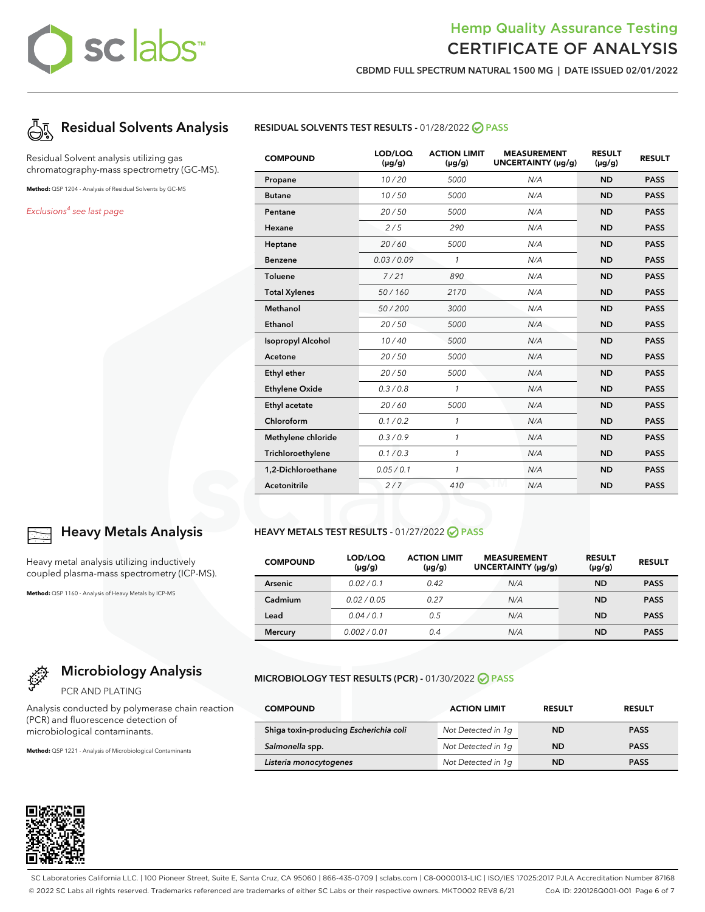# Hemp Quality Assurance Testing
# CERTIFICATE OF ANALYSIS

**CBDMD FULL SPECTRUM NATURAL 1500 MG | DATE ISSUED 02/01/2022**

## Residual Solvents Analysis

Residual Solvent analysis utilizing gas chromatography-mass spectrometry (GC-MS).

**Method:** QSP 1204 - Analysis of Residual Solvents by GC-MS

*Exclusions[4] see last page*

**RESIDUAL SOLVENTS TEST RESULTS** - 01/28/2022 PASS

| COMPOUND | LOD/LOQ (µg/g) | ACTION LIMIT (µg/g) | MEASUREMENT UNCERTAINTY (µg/g) | RESULT (µg/g) | RESULT |
|---|---|---|---|---|---|
| Propane | 10 / 20 | 5000 | N/A | ND | PASS |
| Butane | 10 / 50 | 5000 | N/A | ND | PASS |
| Pentane | 20 / 50 | 5000 | N/A | ND | PASS |
| Hexane | 2 / 5 | 290 | N/A | ND | PASS |
| Heptane | 20 / 60 | 5000 | N/A | ND | PASS |
| Benzene | 0.03 / 0.09 | 1 | N/A | ND | PASS |
| Toluene | 7 / 21 | 890 | N/A | ND | PASS |
| Total Xylenes | 50 / 160 | 2170 | N/A | ND | PASS |
| Methanol | 50 / 200 | 3000 | N/A | ND | PASS |
| Ethanol | 20 / 50 | 5000 | N/A | ND | PASS |
| Isopropyl Alcohol | 10 / 40 | 5000 | N/A | ND | PASS |
| Acetone | 20 / 50 | 5000 | N/A | ND | PASS |
| Ethyl ether | 20 / 50 | 5000 | N/A | ND | PASS |
| Ethylene Oxide | 0.3 / 0.8 | 1 | N/A | ND | PASS |
| Ethyl acetate | 20 / 60 | 5000 | N/A | ND | PASS |
| Chloroform | 0.1 / 0.2 | 1 | N/A | ND | PASS |
| Methylene chloride | 0.3 / 0.9 | 1 | N/A | ND | PASS |
| Trichloroethylene | 0.1 / 0.3 | 1 | N/A | ND | PASS |
| 1,2-Dichloroethane | 0.05 / 0.1 | 1 | N/A | ND | PASS |
| Acetonitrile | 2 / 7 | 410 | N/A | ND | PASS |

## Heavy Metals Analysis

Heavy metal analysis utilizing inductively coupled plasma-mass spectrometry (ICP-MS).

**Method:** QSP 1160 - Analysis of Heavy Metals by ICP-MS

**HEAVY METALS TEST RESULTS** - 01/27/2022 PASS

| COMPOUND | LOD/LOQ (µg/g) | ACTION LIMIT (µg/g) | MEASUREMENT UNCERTAINTY (µg/g) | RESULT (µg/g) | RESULT |
|---|---|---|---|---|---|
| Arsenic | 0.02 / 0.1 | 0.42 | N/A | ND | PASS |
| Cadmium | 0.02 / 0.05 | 0.27 | N/A | ND | PASS |
| Lead | 0.04 / 0.1 | 0.5 | N/A | ND | PASS |
| Mercury | 0.002 / 0.01 | 0.4 | N/A | ND | PASS |

## Microbiology Analysis

PCR AND PLATING

Analysis conducted by polymerase chain reaction (PCR) and fluorescence detection of microbiological contaminants.

**Method:** QSP 1221 - Analysis of Microbiological Contaminants

**MICROBIOLOGY TEST RESULTS (PCR)** - 01/30/2022 PASS

| COMPOUND | ACTION LIMIT | RESULT | RESULT |
|---|---|---|---|
| Shiga toxin-producing *Escherichia coli* | Not Detected in 1g | ND | PASS |
| *Salmonella* spp. | Not Detected in 1g | ND | PASS |
| *Listeria monocytogenes* | Not Detected in 1g | ND | PASS |

SC Laboratories California LLC. | 100 Pioneer Street, Suite E, Santa Cruz, CA 95060 | 866-435-0709 | sclabs.com | C8-0000013-LIC | ISO/IES 17025:2017 PJLA Accreditation Number 87168
© 2022 SC Labs all rights reserved. Trademarks referenced are trademarks of either SC Labs or their respective owners. MKT0002 REV8 6/21 CoA ID: 220126Q001-001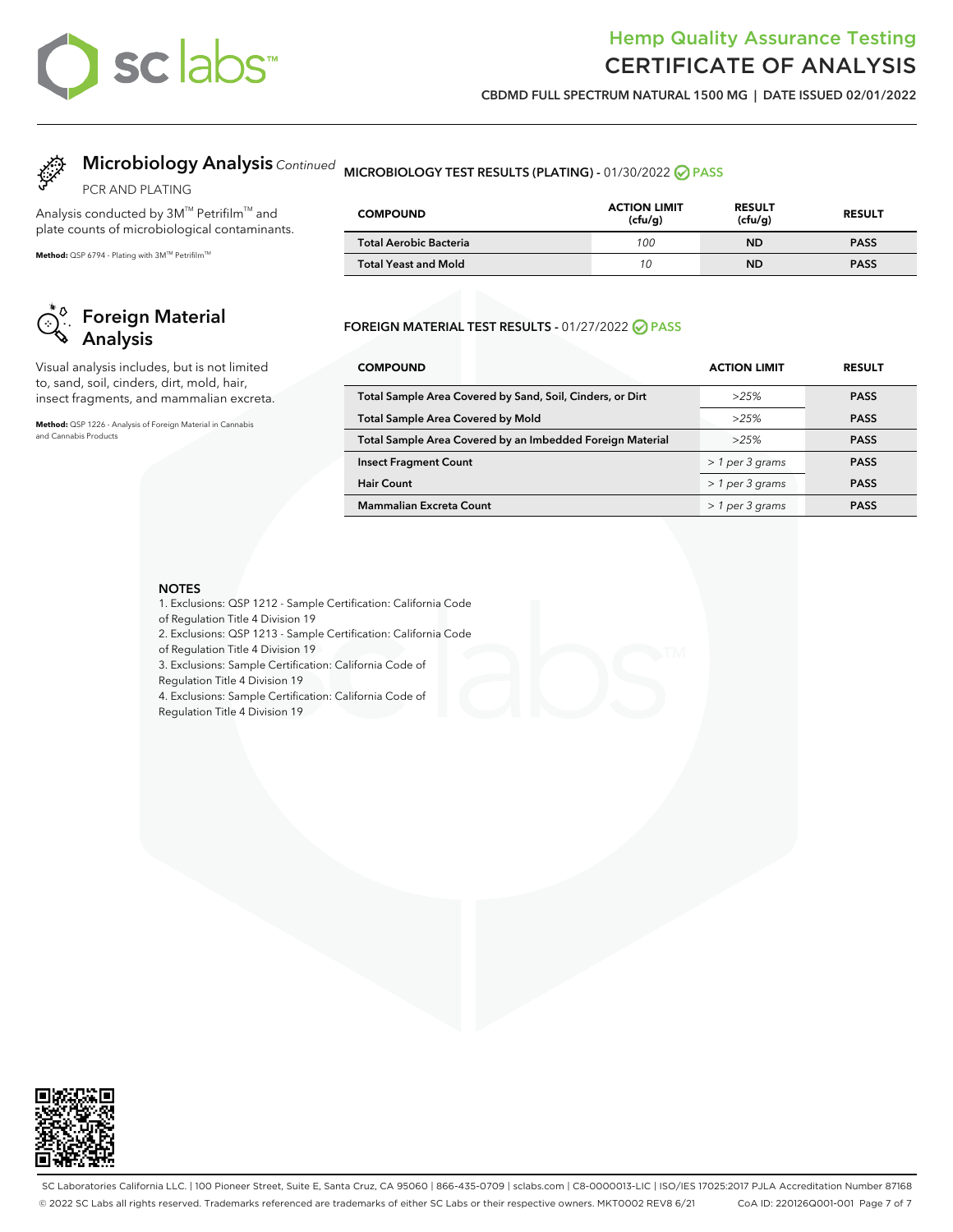# Hemp Quality Assurance Testing
# CERTIFICATE OF ANALYSIS

**CBDMD FULL SPECTRUM NATURAL 1500 MG | DATE ISSUED 02/01/2022**

## Microbiology Analysis *Continued*

PCR AND PLATING

Analysis conducted by 3M™ Petrifilm™ and plate counts of microbiological contaminants.

**Method:** QSP 6794 - Plating with 3M™ Petrifilm™

### MICROBIOLOGY TEST RESULTS (PLATING) - 01/30/2022 PASS

| COMPOUND | ACTION LIMIT (cfu/g) | RESULT (cfu/g) | RESULT |
|---|---|---|---|
| Total Aerobic Bacteria | *100* | ND | PASS |
| Total Yeast and Mold | *10* | ND | PASS |

## Foreign Material Analysis

Visual analysis includes, but is not limited to, sand, soil, cinders, dirt, mold, hair, insect fragments, and mammalian excreta.

**Method:** QSP 1226 - Analysis of Foreign Material in Cannabis and Cannabis Products

### FOREIGN MATERIAL TEST RESULTS - 01/27/2022 PASS

| COMPOUND | ACTION LIMIT | RESULT |
|---|---|---|
| Total Sample Area Covered by Sand, Soil, Cinders, or Dirt | *>25%* | PASS |
| Total Sample Area Covered by Mold | *>25%* | PASS |
| Total Sample Area Covered by an Imbedded Foreign Material | *>25%* | PASS |
| Insect Fragment Count | *> 1 per 3 grams* | PASS |
| Hair Count | *> 1 per 3 grams* | PASS |
| Mammalian Excreta Count | *> 1 per 3 grams* | PASS |

**NOTES**

1. Exclusions: QSP 1212 - Sample Certification: California Code of Regulation Title 4 Division 19
2. Exclusions: QSP 1213 - Sample Certification: California Code of Regulation Title 4 Division 19
3. Exclusions: Sample Certification: California Code of Regulation Title 4 Division 19
4. Exclusions: Sample Certification: California Code of Regulation Title 4 Division 19

SC Laboratories California LLC. | 100 Pioneer Street, Suite E, Santa Cruz, CA 95060 | 866-435-0709 | sclabs.com | C8-0000013-LIC | ISO/IES 17025:2017 PJLA Accreditation Number 87168
© 2022 SC Labs all rights reserved. Trademarks referenced are trademarks of either SC Labs or their respective owners. MKT0002 REV8 6/21 CoA ID: 220126Q001-001